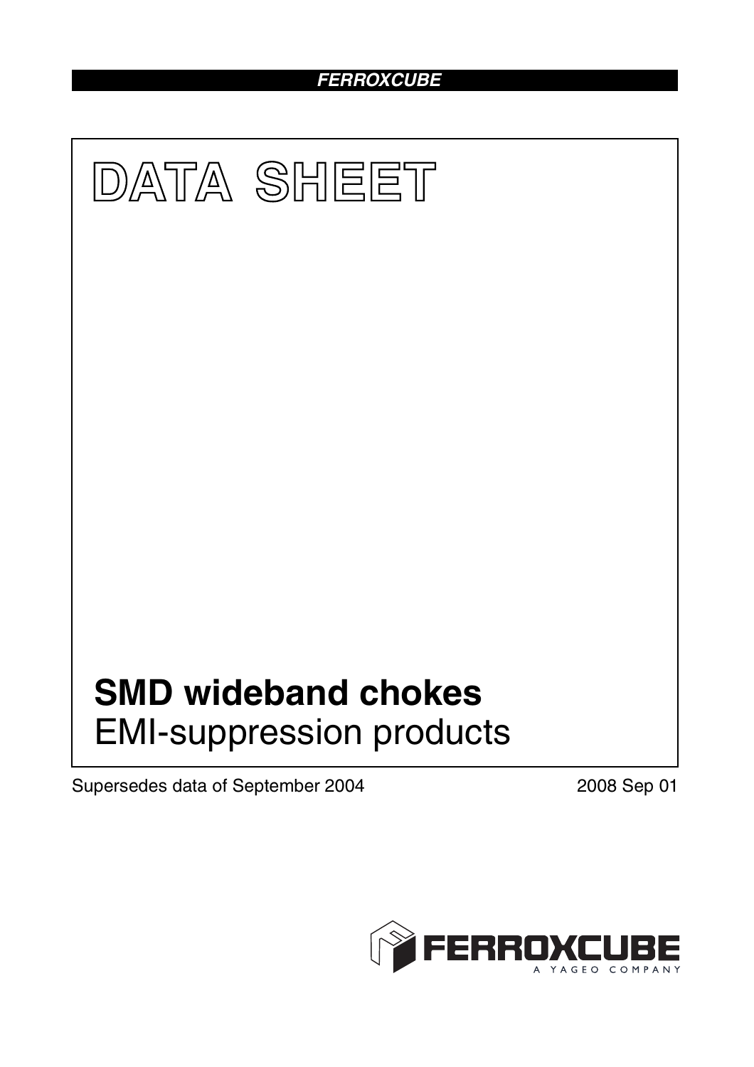FERROXCUBE

# DATA SHEET

# SMD wideband chokes

EMI-suppression products

Supersedes data of September 2004

2008 Sep 01

FERROXCUBE

A YAGEO COMPANY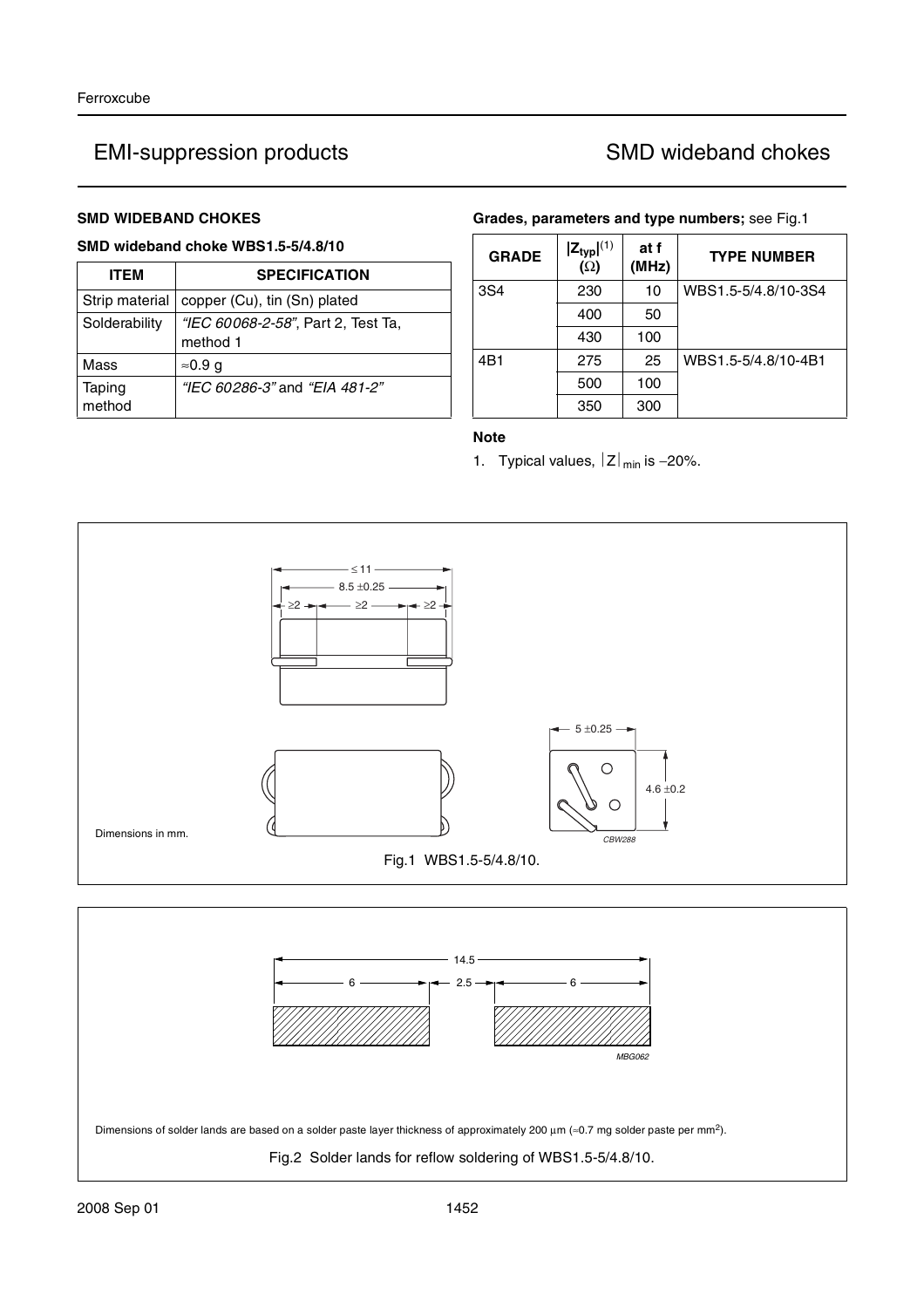## SMD WIDEBAND CHOKES

### SMD wideband choke WBS1.5-5/4.8/10

| ITEM | SPECIFICATION |
|---|---|
| Strip material | copper (Cu), tin (Sn) plated |
| Solderability | *"IEC 60068-2-58"*, Part 2, Test Ta, method 1 |
| Mass | ≈0.9 g |
| Taping method | *"IEC 60286-3"* and *"EIA 481-2"* |

**Grades, parameters and type numbers;** see Fig.1

| GRADE | $\|Z_{typ}\|$[(1)] ($\Omega$) | at f (MHz) | TYPE NUMBER |
|---|---|---|---|
| 3S4 | 230 | 10 | WBS1.5-5/4.8/10-3S4 |
| | 400 | 50 | |
| | 430 | 100 | |
| 4B1 | 275 | 25 | WBS1.5-5/4.8/10-4B1 |
| | 500 | 100 | |
| | 350 | 300 | |

**Note**

1. Typical values, $|Z|_{min}$ is −20%.

Dimensions in mm.

Fig.1 WBS1.5-5/4.8/10.

Dimensions of solder lands are based on a solder paste layer thickness of approximately 200 µm (≈0.7 mg solder paste per mm$^2$).

Fig.2 Solder lands for reflow soldering of WBS1.5-5/4.8/10.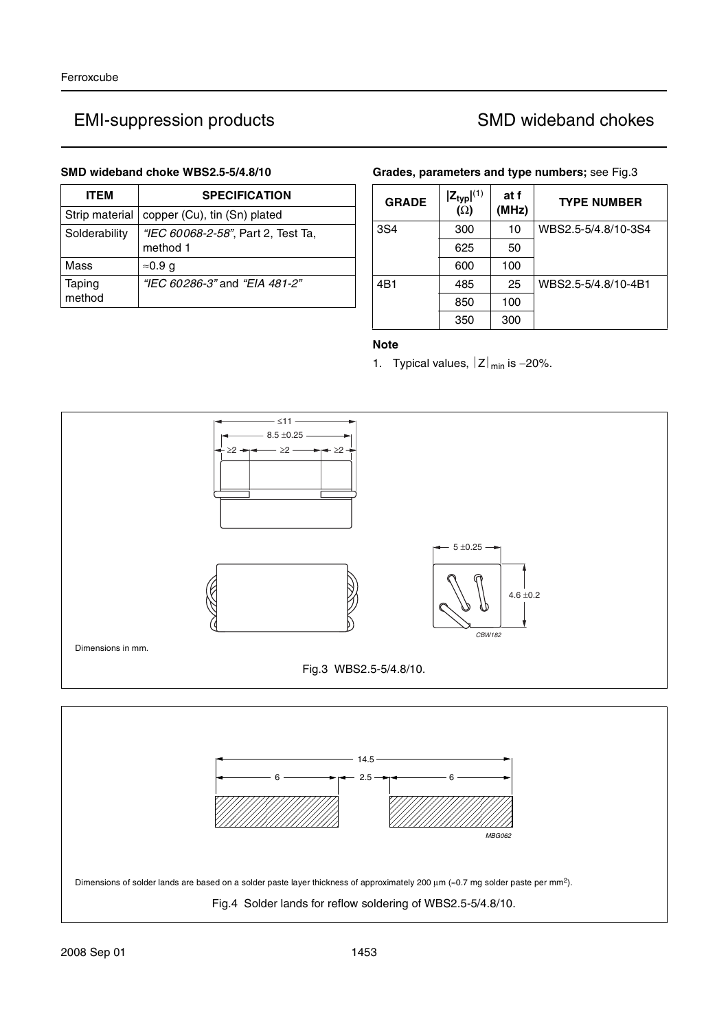## SMD wideband choke WBS2.5-5/4.8/10

| ITEM | SPECIFICATION |
|---|---|
| Strip material | copper (Cu), tin (Sn) plated |
| Solderability | *"IEC 60068-2-58"*, Part 2, Test Ta, method 1 |
| Mass | ≈0.9 g |
| Taping method | *"IEC 60286-3"* and *"EIA 481-2"* |

**Grades, parameters and type numbers;** see Fig.3

| GRADE | $\|Z_{typ}\|$[1] (Ω) | at f (MHz) | TYPE NUMBER |
|---|---|---|---|
| 3S4 | 300 | 10 | WBS2.5-5/4.8/10-3S4 |
| | 625 | 50 | |
| | 600 | 100 | |
| 4B1 | 485 | 25 | WBS2.5-5/4.8/10-4B1 |
| | 850 | 100 | |
| | 350 | 300 | |

**Note**

1. Typical values, $|Z|_{min}$ is −20%.

Dimensions in mm.

Fig.3 WBS2.5-5/4.8/10.

Dimensions of solder lands are based on a solder paste layer thickness of approximately 200 μm (≈0.7 mg solder paste per mm²).

Fig.4 Solder lands for reflow soldering of WBS2.5-5/4.8/10.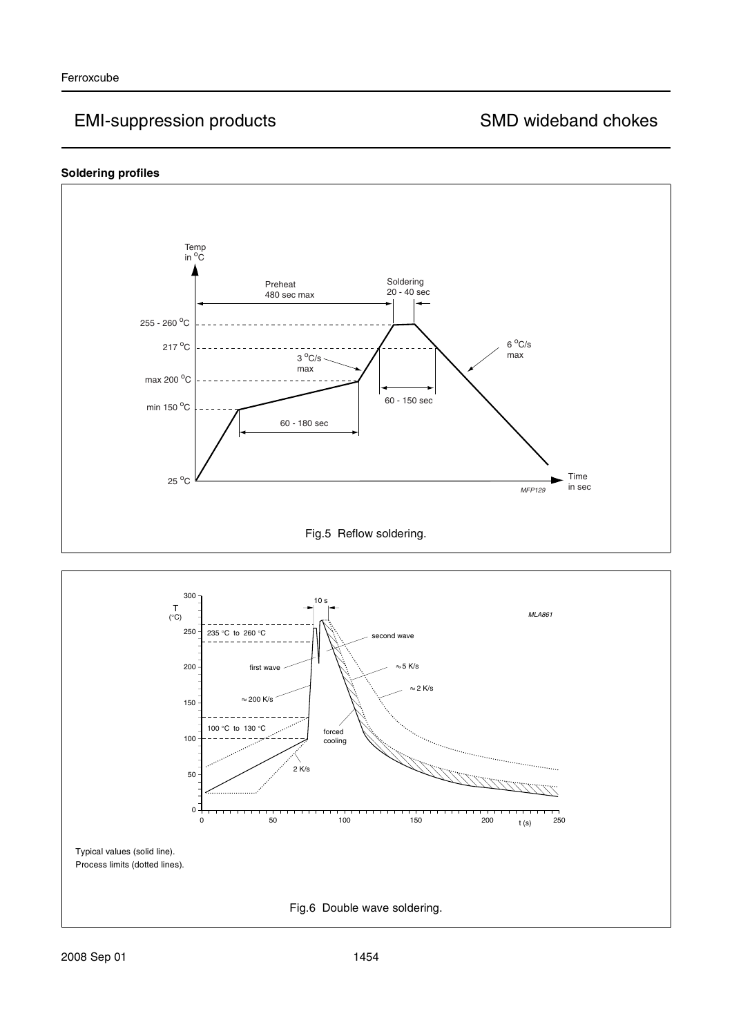### Soldering profiles

Fig.5 Reflow soldering.

Typical values (solid line).
Process limits (dotted lines).

Fig.6 Double wave soldering.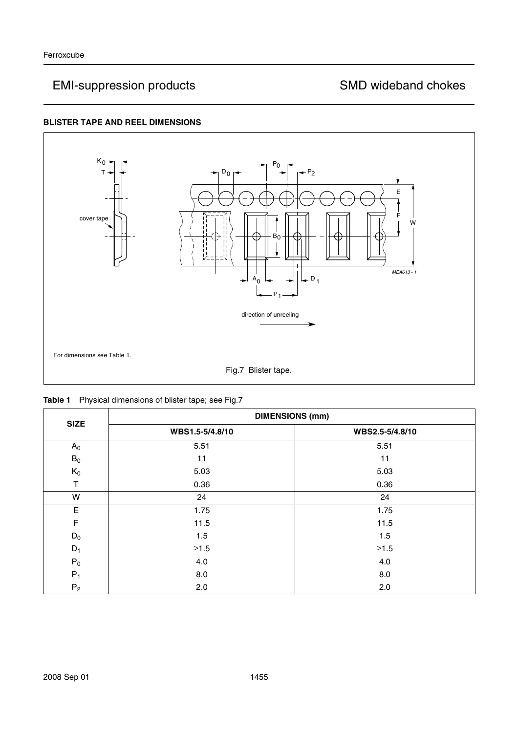### BLISTER TAPE AND REEL DIMENSIONS

For dimensions see Table 1.

Fig.7 Blister tape.

**Table 1** Physical dimensions of blister tape; see Fig.7

| SIZE | DIMENSIONS (mm) | |
|---|---|---|
| | WBS1.5-5/4.8/10 | WBS2.5-5/4.8/10 |
| $A_0$ | 5.51 | 5.51 |
| $B_0$ | 11 | 11 |
| $K_0$ | 5.03 | 5.03 |
| T | 0.36 | 0.36 |
| W | 24 | 24 |
| E | 1.75 | 1.75 |
| F | 11.5 | 11.5 |
| $D_0$ | 1.5 | 1.5 |
| $D_1$ | ≥1.5 | ≥1.5 |
| $P_0$ | 4.0 | 4.0 |
| $P_1$ | 8.0 | 8.0 |
| $P_2$ | 2.0 | 2.0 |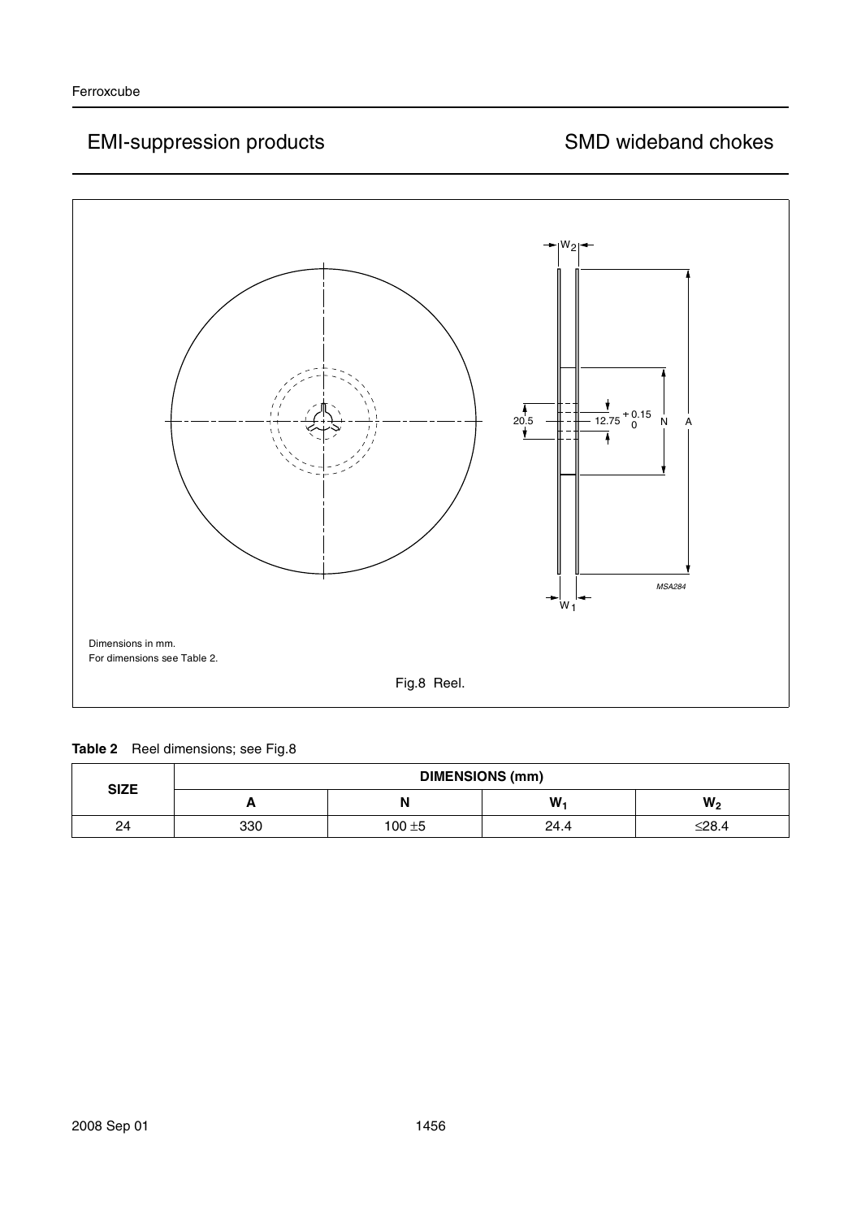Dimensions in mm.
For dimensions see Table 2.

Fig.8 Reel.

**Table 2** Reel dimensions; see Fig.8

| SIZE | DIMENSIONS (mm) | | | |
|---|---|---|---|---|
| | A | N | $W_1$ | $W_2$ |
| 24 | 330 | 100 ±5 | 24.4 | ≤28.4 |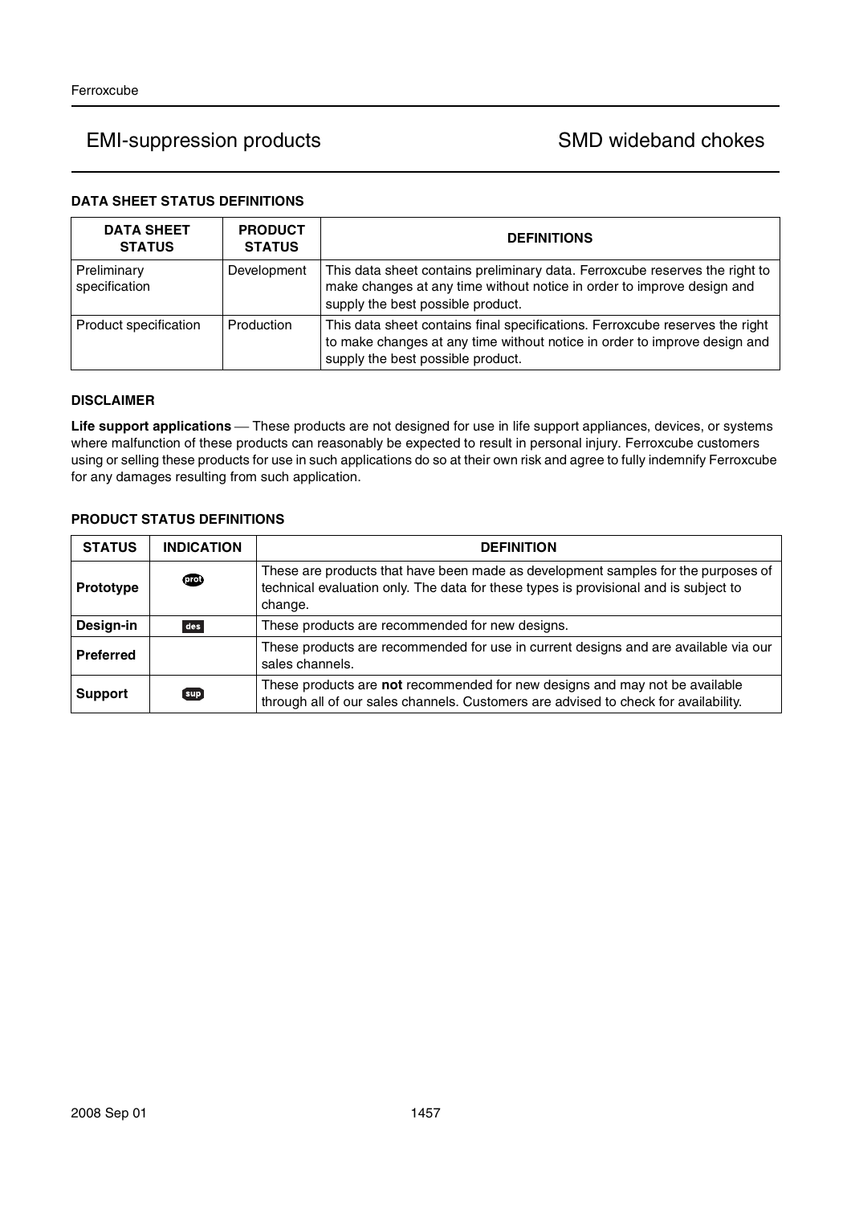## DATA SHEET STATUS DEFINITIONS

| DATA SHEET STATUS | PRODUCT STATUS | DEFINITIONS |
|---|---|---|
| Preliminary specification | Development | This data sheet contains preliminary data. Ferroxcube reserves the right to make changes at any time without notice in order to improve design and supply the best possible product. |
| Product specification | Production | This data sheet contains final specifications. Ferroxcube reserves the right to make changes at any time without notice in order to improve design and supply the best possible product. |

## DISCLAIMER

**Life support applications** — These products are not designed for use in life support appliances, devices, or systems where malfunction of these products can reasonably be expected to result in personal injury. Ferroxcube customers using or selling these products for use in such applications do so at their own risk and agree to fully indemnify Ferroxcube for any damages resulting from such application.

## PRODUCT STATUS DEFINITIONS

| STATUS | INDICATION | DEFINITION |
|---|---|---|
| **Prototype** | prot | These are products that have been made as development samples for the purposes of technical evaluation only. The data for these types is provisional and is subject to change. |
| **Design-in** | des | These products are recommended for new designs. |
| **Preferred** | | These products are recommended for use in current designs and are available via our sales channels. |
| **Support** | sup | These products are **not** recommended for new designs and may not be available through all of our sales channels. Customers are advised to check for availability. |